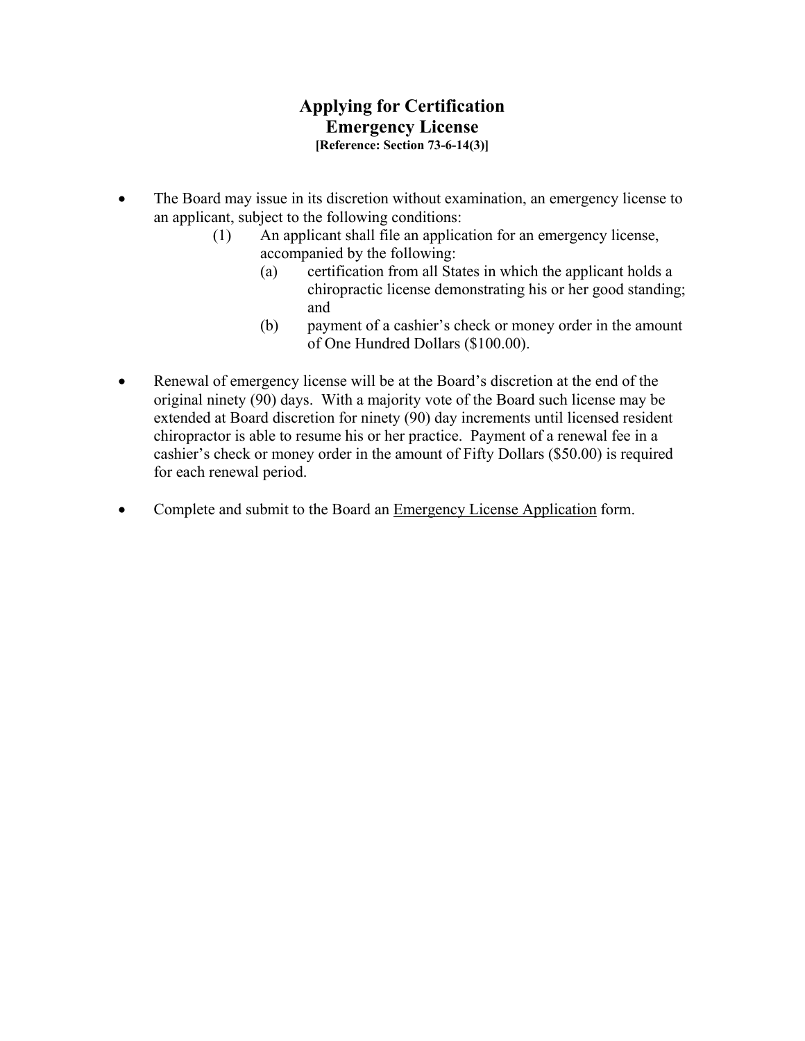# Applying for Certification
## Emergency License
**[Reference: Section 73-6-14(3)]**

- The Board may issue in its discretion without examination, an emergency license to an applicant, subject to the following conditions:
  - (1) An applicant shall file an application for an emergency license, accompanied by the following:
    - (a) certification from all States in which the applicant holds a chiropractic license demonstrating his or her good standing; and
    - (b) payment of a cashier's check or money order in the amount of One Hundred Dollars ($100.00).

- Renewal of emergency license will be at the Board's discretion at the end of the original ninety (90) days. With a majority vote of the Board such license may be extended at Board discretion for ninety (90) day increments until licensed resident chiropractor is able to resume his or her practice. Payment of a renewal fee in a cashier's check or money order in the amount of Fifty Dollars ($50.00) is required for each renewal period.

- Complete and submit to the Board an <u>Emergency License Application</u> form.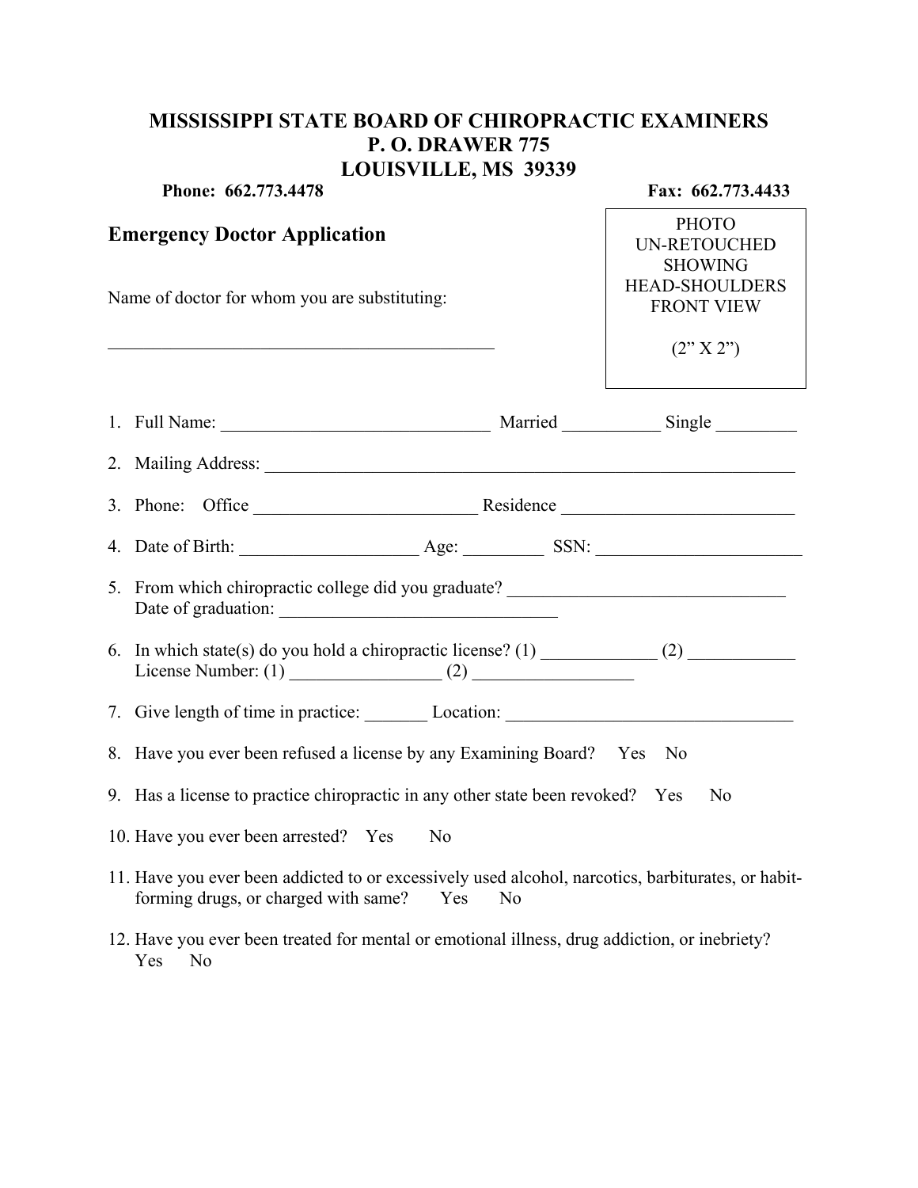**MISSISSIPPI STATE BOARD OF CHIROPRACTIC EXAMINERS**
**P. O. DRAWER 775**
**LOUISVILLE, MS 39339**

**Phone: 662.773.4478** **Fax: 662.773.4433**

## Emergency Doctor Application

PHOTO
UN-RETOUCHED
SHOWING
HEAD-SHOULDERS
FRONT VIEW

(2" X 2")

Name of doctor for whom you are substituting:

_____________________________________________

1. Full Name: ______________________________ Married ___________ Single _________
2. Mailing Address: ____________________________________________________________
3. Phone: Office _________________________ Residence __________________________
4. Date of Birth: ____________________ Age: _________ SSN: _______________________
5. From which chiropractic college did you graduate? _______________________________
   Date of graduation: _______________________________
6. In which state(s) do you hold a chiropractic license? (1) _____________ (2) ____________
   License Number: (1) _________________ (2) __________________
7. Give length of time in practice: _______ Location: ________________________________
8. Have you ever been refused a license by any Examining Board? Yes No
9. Has a license to practice chiropractic in any other state been revoked? Yes No
10. Have you ever been arrested? Yes No
11. Have you ever been addicted to or excessively used alcohol, narcotics, barbiturates, or habit-forming drugs, or charged with same? Yes No
12. Have you ever been treated for mental or emotional illness, drug addiction, or inebriety? Yes No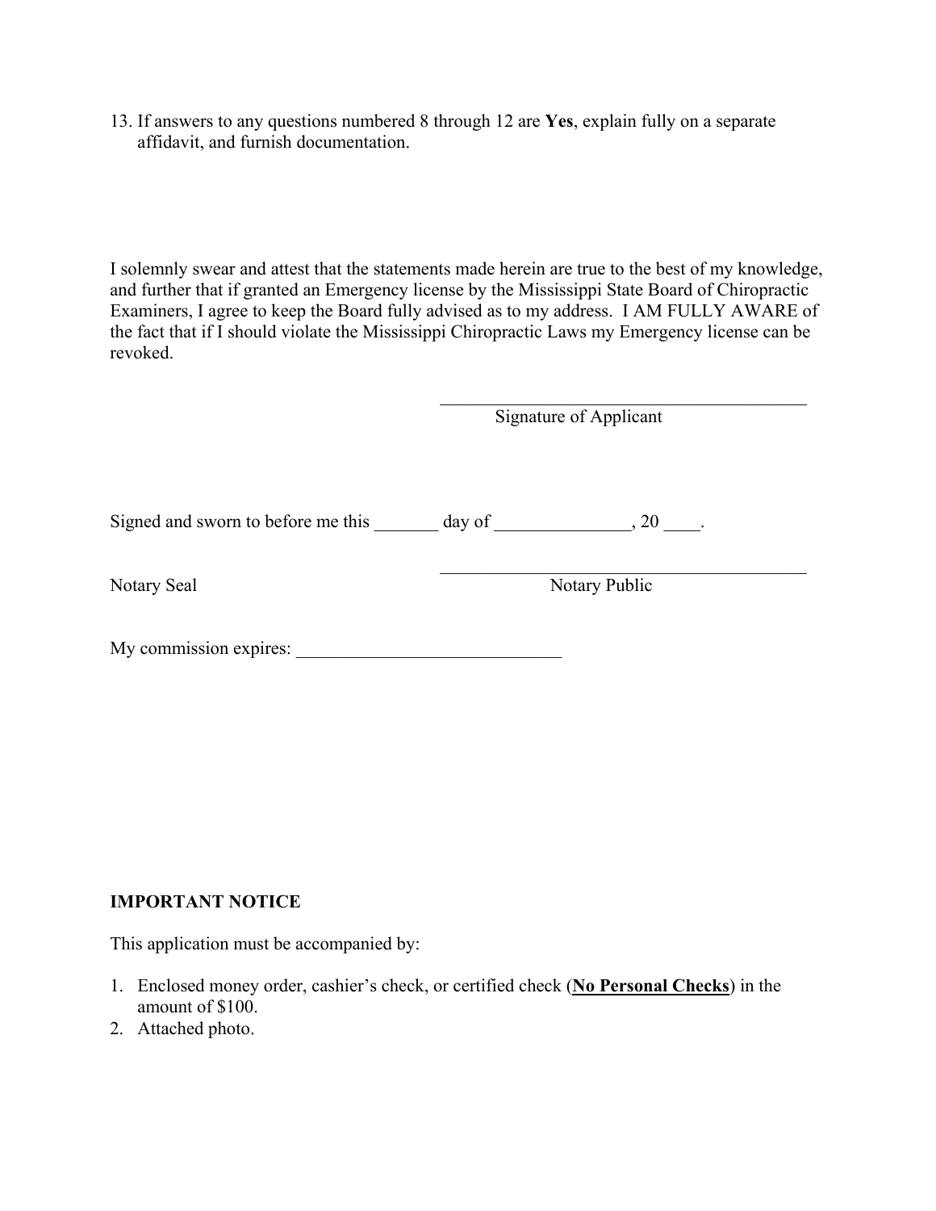13. If answers to any questions numbered 8 through 12 are **Yes**, explain fully on a separate affidavit, and furnish documentation.

I solemnly swear and attest that the statements made herein are true to the best of my knowledge, and further that if granted an Emergency license by the Mississippi State Board of Chiropractic Examiners, I agree to keep the Board fully advised as to my address. I AM FULLY AWARE of the fact that if I should violate the Mississippi Chiropractic Laws my Emergency license can be revoked.

\_\_\_\_\_\_\_\_\_\_\_\_\_\_\_\_\_\_\_\_\_\_\_\_\_\_\_\_\_\_\_\_\_\_\_\_\_\_\_\_
Signature of Applicant

Signed and sworn to before me this _______ day of _______________, 20 ____.

\_\_\_\_\_\_\_\_\_\_\_\_\_\_\_\_\_\_\_\_\_\_\_\_\_\_\_\_\_\_\_\_\_\_\_\_\_\_\_\_

Notary Seal — Notary Public

My commission expires: _____________________________

**IMPORTANT NOTICE**

This application must be accompanied by:

1. Enclosed money order, cashier's check, or certified check (**No Personal Checks**) in the amount of $100.
2. Attached photo.